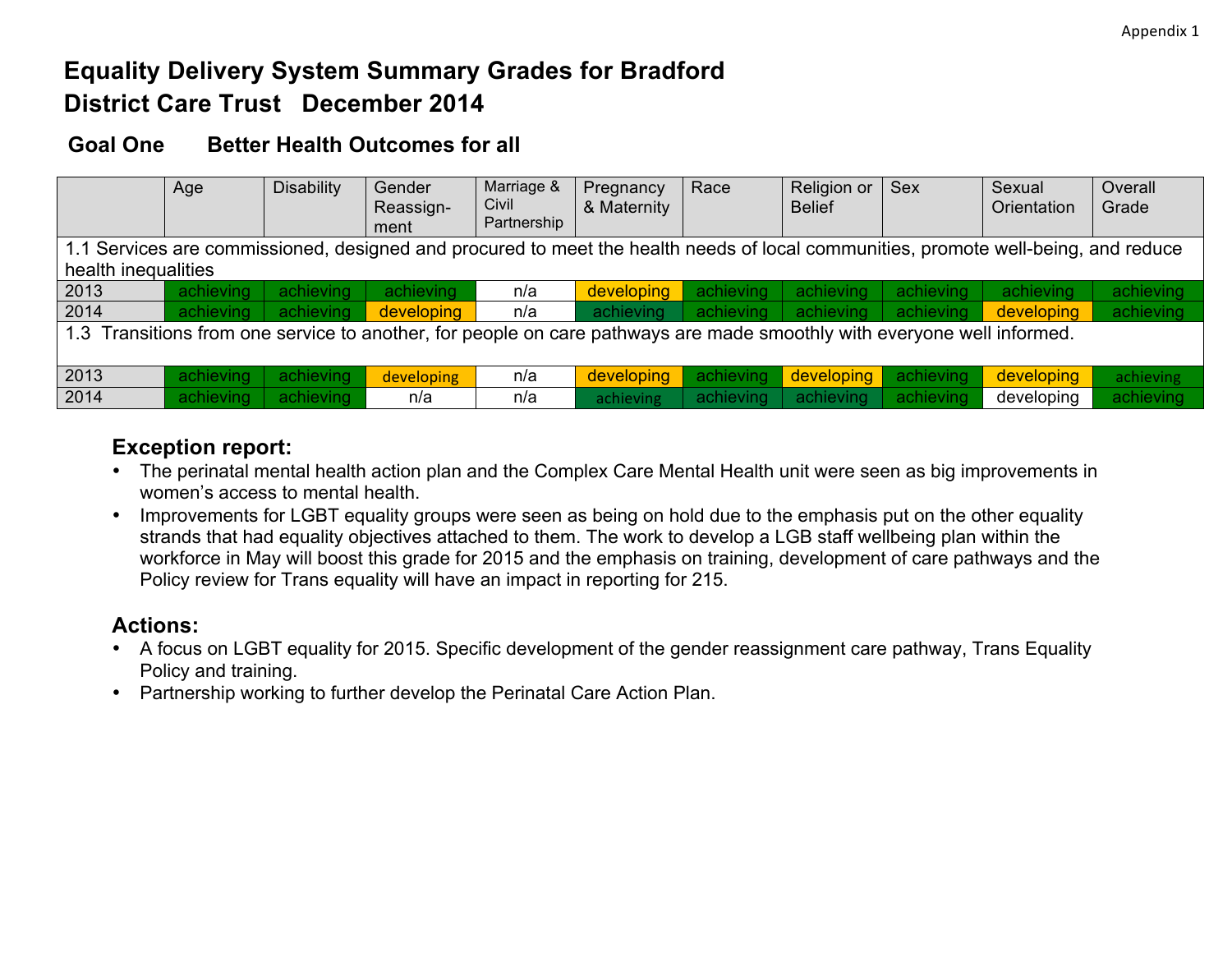Appendix 1

# Equality Delivery System Summary Grades for Bradford District Care Trust December 2014

## Goal One Better Health Outcomes for all

| | Age | Disability | Gender Reassign-ment | Marriage & Civil Partnership | Pregnancy & Maternity | Race | Religion or Belief | Sex | Sexual Orientation | Overall Grade |
|---|---|---|---|---|---|---|---|---|---|---|
| 1.1 Services are commissioned, designed and procured to meet the health needs of local communities, promote well-being, and reduce health inequalities | | | | | | | | | | |
| 2013 | achieving | achieving | achieving | n/a | developing | achieving | achieving | achieving | achieving | achieving |
| 2014 | achieving | achieving | developing | n/a | achieving | achieving | achieving | achieving | developing | achieving |
| 1.3 Transitions from one service to another, for people on care pathways are made smoothly with everyone well informed. | | | | | | | | | | |
| 2013 | achieving | achieving | developing | n/a | developing | achieving | developing | achieving | developing | achieving |
| 2014 | achieving | achieving | n/a | n/a | achieving | achieving | achieving | achieving | developing | achieving |

### Exception report:

- The perinatal mental health action plan and the Complex Care Mental Health unit were seen as big improvements in women's access to mental health.
- Improvements for LGBT equality groups were seen as being on hold due to the emphasis put on the other equality strands that had equality objectives attached to them. The work to develop a LGB staff wellbeing plan within the workforce in May will boost this grade for 2015 and the emphasis on training, development of care pathways and the Policy review for Trans equality will have an impact in reporting for 215.

### Actions:

- A focus on LGBT equality for 2015. Specific development of the gender reassignment care pathway, Trans Equality Policy and training.
- Partnership working to further develop the Perinatal Care Action Plan.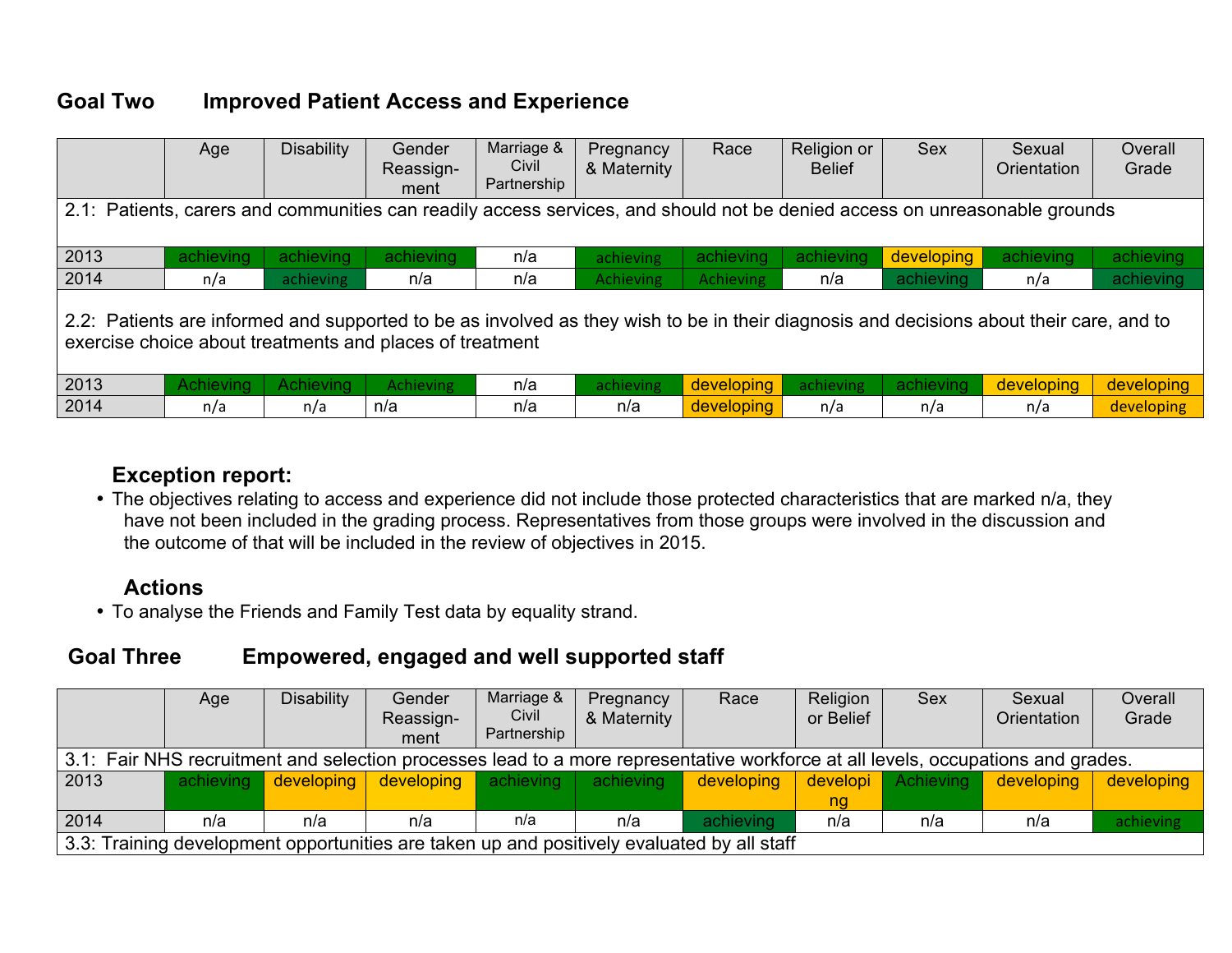## Goal Two Improved Patient Access and Experience

| | Age | Disability | Gender Reassign-ment | Marriage & Civil Partnership | Pregnancy & Maternity | Race | Religion or Belief | Sex | Sexual Orientation | Overall Grade |
|---|---|---|---|---|---|---|---|---|---|---|
| 2.1: Patients, carers and communities can readily access services, and should not be denied access on unreasonable grounds | | | | | | | | | | |
| 2013 | achieving | achieving | achieving | n/a | achieving | achieving | achieving | developing | achieving | achieving |
| 2014 | n/a | achieving | n/a | n/a | Achieving | Achieving | n/a | achieving | n/a | achieving |
| 2.2: Patients are informed and supported to be as involved as they wish to be in their diagnosis and decisions about their care, and to exercise choice about treatments and places of treatment | | | | | | | | | | |
| 2013 | Achieving | Achieving | Achieving | n/a | achieving | developing | achieving | achieving | developing | developing |
| 2014 | n/a | n/a | n/a | n/a | n/a | developing | n/a | n/a | n/a | developing |

### Exception report:

- The objectives relating to access and experience did not include those protected characteristics that are marked n/a, they have not been included in the grading process. Representatives from those groups were involved in the discussion and the outcome of that will be included in the review of objectives in 2015.

### Actions

- To analyse the Friends and Family Test data by equality strand.

## Goal Three Empowered, engaged and well supported staff

| | Age | Disability | Gender Reassign-ment | Marriage & Civil Partnership | Pregnancy & Maternity | Race | Religion or Belief | Sex | Sexual Orientation | Overall Grade |
|---|---|---|---|---|---|---|---|---|---|---|
| 3.1: Fair NHS recruitment and selection processes lead to a more representative workforce at all levels, occupations and grades. | | | | | | | | | | |
| 2013 | achieving | developing | developing | achieving | achieving | developing | developing | Achieving | developing | developing |
| 2014 | n/a | n/a | n/a | n/a | n/a | achieving | n/a | n/a | n/a | achieving |
| 3.3: Training development opportunities are taken up and positively evaluated by all staff | | | | | | | | | | |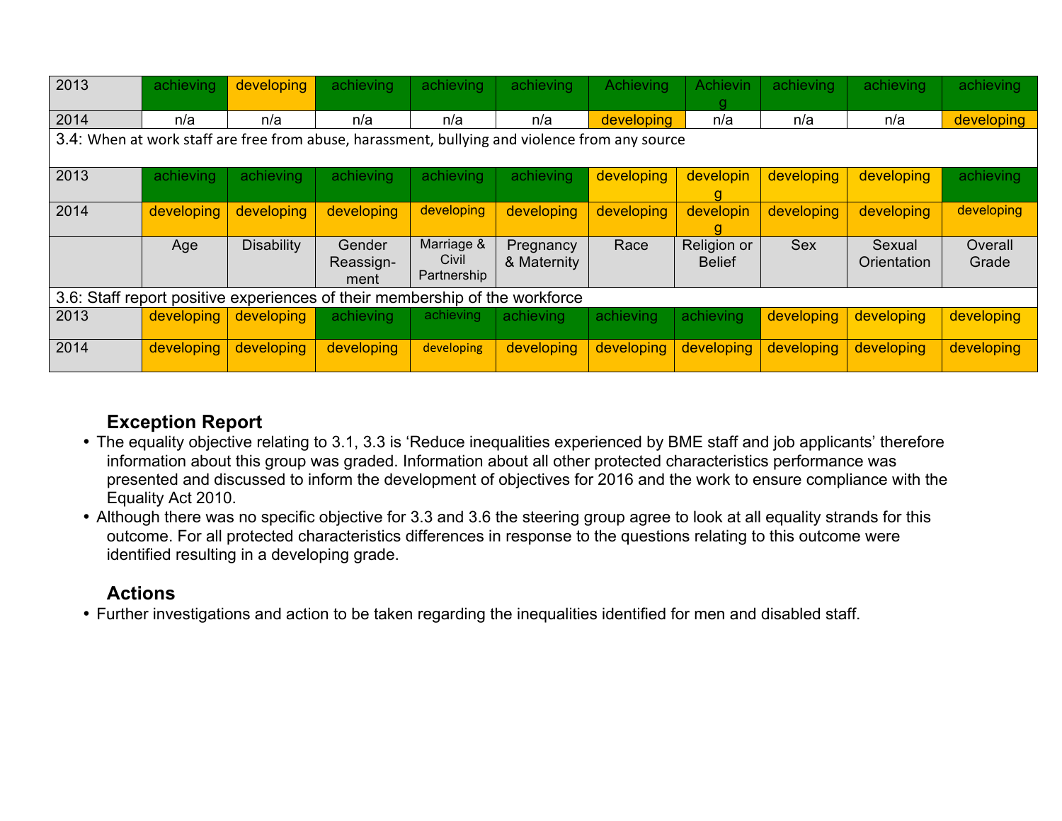| | Age | Disability | Gender Reassign-ment | Marriage & Civil Partnership | Pregnancy & Maternity | Race | Religion or Belief | Sex | Sexual Orientation | Overall Grade |
|---|---|---|---|---|---|---|---|---|---|---|
| 2013 | achieving | developing | achieving | achieving | achieving | Achieving | Achieving | achieving | achieving | achieving |
| 2014 | n/a | n/a | n/a | n/a | n/a | developing | n/a | n/a | n/a | developing |
| 3.4: When at work staff are free from abuse, harassment, bullying and violence from any source | | | | | | | | | | |
| 2013 | achieving | achieving | achieving | achieving | achieving | developing | developing | developing | developing | achieving |
| 2014 | developing | developing | developing | developing | developing | developing | developing | developing | developing | developing |
| 3.6: Staff report positive experiences of their membership of the workforce | | | | | | | | | | |
| 2013 | developing | developing | achieving | achieving | achieving | achieving | achieving | developing | developing | developing |
| 2014 | developing | developing | developing | developing | developing | developing | developing | developing | developing | developing |

### Exception Report

- The equality objective relating to 3.1, 3.3 is 'Reduce inequalities experienced by BME staff and job applicants' therefore information about this group was graded. Information about all other protected characteristics performance was presented and discussed to inform the development of objectives for 2016 and the work to ensure compliance with the Equality Act 2010.
- Although there was no specific objective for 3.3 and 3.6 the steering group agree to look at all equality strands for this outcome. For all protected characteristics differences in response to the questions relating to this outcome were identified resulting in a developing grade.

### Actions

- Further investigations and action to be taken regarding the inequalities identified for men and disabled staff.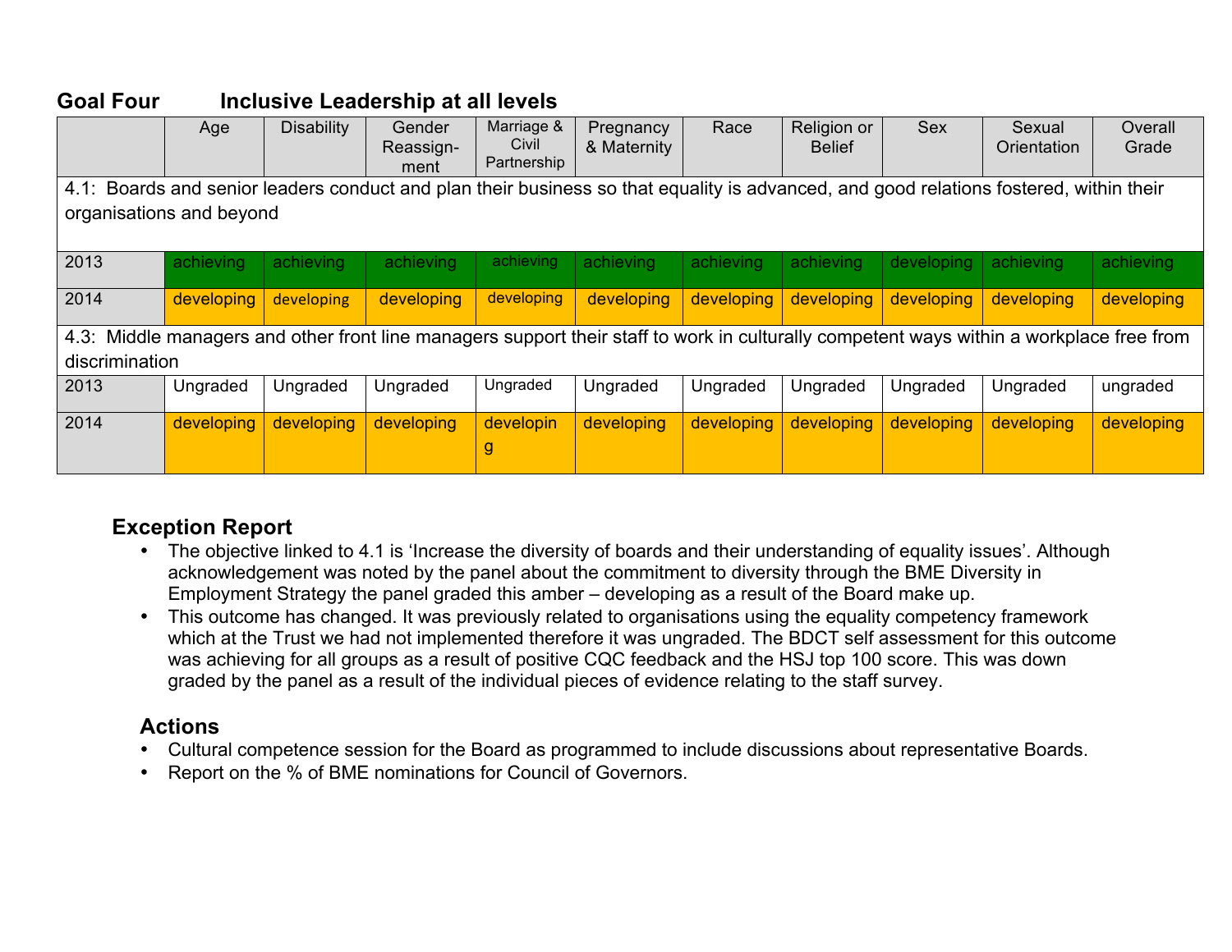## Goal Four Inclusive Leadership at all levels

| | Age | Disability | Gender Reassign-ment | Marriage & Civil Partnership | Pregnancy & Maternity | Race | Religion or Belief | Sex | Sexual Orientation | Overall Grade |
|---|---|---|---|---|---|---|---|---|---|---|
| 4.1: Boards and senior leaders conduct and plan their business so that equality is advanced, and good relations fostered, within their organisations and beyond | | | | | | | | | | |
| 2013 | achieving | achieving | achieving | achieving | achieving | achieving | achieving | developing | achieving | achieving |
| 2014 | developing | developing | developing | developing | developing | developing | developing | developing | developing | developing |
| 4.3: Middle managers and other front line managers support their staff to work in culturally competent ways within a workplace free from discrimination | | | | | | | | | | |
| 2013 | Ungraded | Ungraded | Ungraded | Ungraded | Ungraded | Ungraded | Ungraded | Ungraded | Ungraded | ungraded |
| 2014 | developing | developing | developing | developin g | developing | developing | developing | developing | developing | developing |

### Exception Report

- The objective linked to 4.1 is 'Increase the diversity of boards and their understanding of equality issues'. Although acknowledgement was noted by the panel about the commitment to diversity through the BME Diversity in Employment Strategy the panel graded this amber – developing as a result of the Board make up.
- This outcome has changed. It was previously related to organisations using the equality competency framework which at the Trust we had not implemented therefore it was ungraded. The BDCT self assessment for this outcome was achieving for all groups as a result of positive CQC feedback and the HSJ top 100 score. This was down graded by the panel as a result of the individual pieces of evidence relating to the staff survey.

### Actions

- Cultural competence session for the Board as programmed to include discussions about representative Boards.
- Report on the % of BME nominations for Council of Governors.